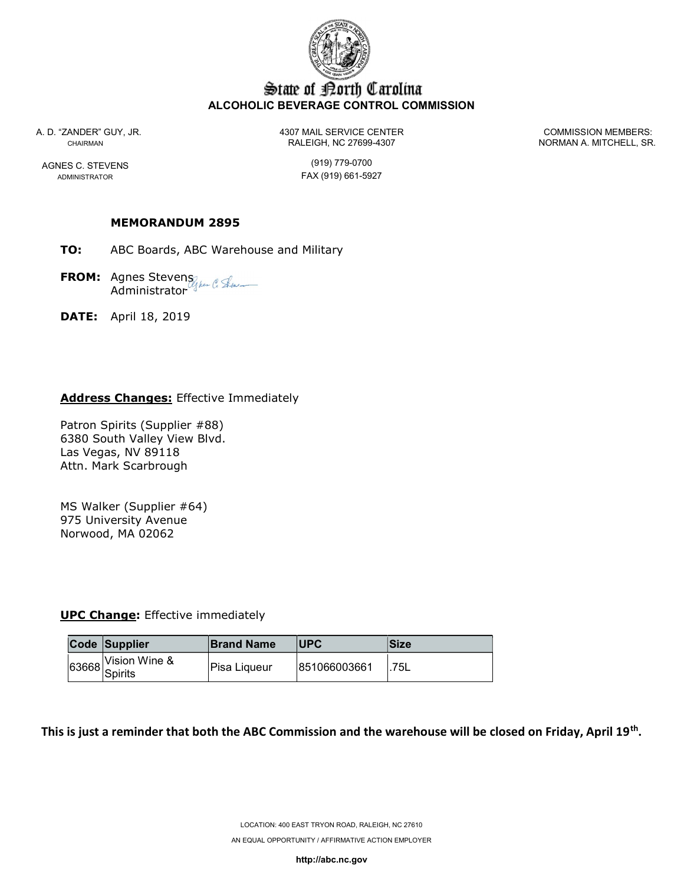State of North Carolina
**ALCOHOLIC BEVERAGE CONTROL COMMISSION**

A. D. "ZANDER" GUY, JR.
CHAIRMAN

AGNES C. STEVENS
ADMINISTRATOR

4307 MAIL SERVICE CENTER
RALEIGH, NC 27699-4307

(919) 779-0700
FAX (919) 661-5927

COMMISSION MEMBERS:
NORMAN A. MITCHELL, SR.

**MEMORANDUM 2895**

**TO:** ABC Boards, ABC Warehouse and Military

**FROM:** Agnes Stevens
Administrator

**DATE:** April 18, 2019

**Address Changes:** Effective Immediately

Patron Spirits (Supplier #88)
6380 South Valley View Blvd.
Las Vegas, NV 89118
Attn. Mark Scarbrough

MS Walker (Supplier #64)
975 University Avenue
Norwood, MA 02062

**UPC Change:** Effective immediately

| Code | Supplier | Brand Name | UPC | Size |
|---|---|---|---|---|
| 63668 | Vision Wine & Spirits | Pisa Liqueur | 851066003661 | .75L |

**This is just a reminder that both the ABC Commission and the warehouse will be closed on Friday, April 19th.**

LOCATION: 400 EAST TRYON ROAD, RALEIGH, NC 27610

AN EQUAL OPPORTUNITY / AFFIRMATIVE ACTION EMPLOYER

**http://abc.nc.gov**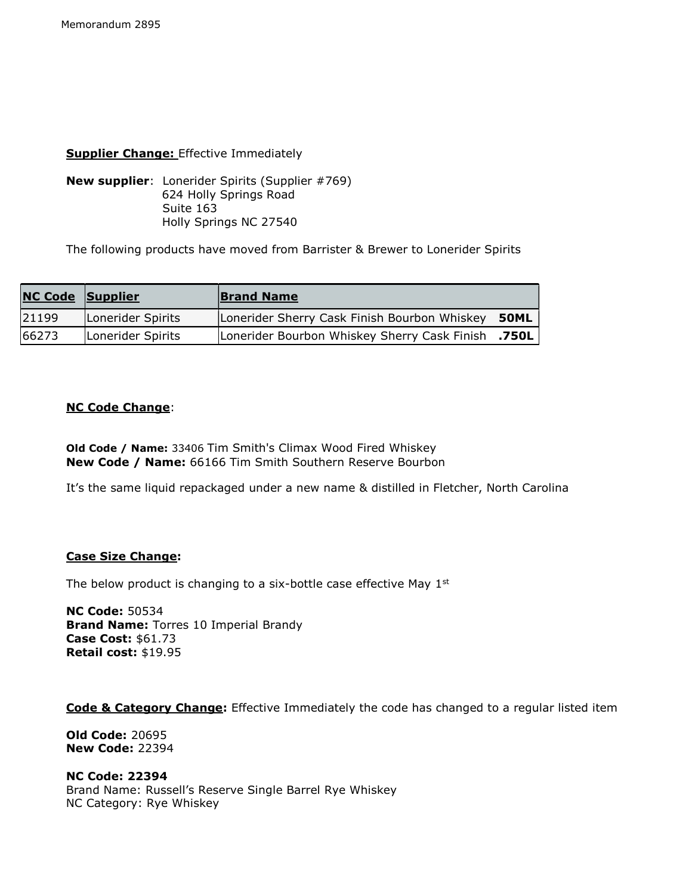Memorandum 2895

**Supplier Change:** Effective Immediately

**New supplier**: Lonerider Spirits (Supplier #769)
624 Holly Springs Road
Suite 163
Holly Springs NC 27540

The following products have moved from Barrister & Brewer to Lonerider Spirits

| NC Code | Supplier | Brand Name |
|---|---|---|
| 21199 | Lonerider Spirits | Lonerider Sherry Cask Finish Bourbon Whiskey **50ML** |
| 66273 | Lonerider Spirits | Lonerider Bourbon Whiskey Sherry Cask Finish **.750L** |

**NC Code Change**:

**Old Code / Name:** 33406 Tim Smith's Climax Wood Fired Whiskey
**New Code / Name:** 66166 Tim Smith Southern Reserve Bourbon

It's the same liquid repackaged under a new name & distilled in Fletcher, North Carolina

**Case Size Change:**

The below product is changing to a six-bottle case effective May 1st

**NC Code:** 50534
**Brand Name:** Torres 10 Imperial Brandy
**Case Cost:** $61.73
**Retail cost:** $19.95

**Code & Category Change:** Effective Immediately the code has changed to a regular listed item

**Old Code:** 20695
**New Code:** 22394

**NC Code: 22394**
Brand Name: Russell's Reserve Single Barrel Rye Whiskey
NC Category: Rye Whiskey